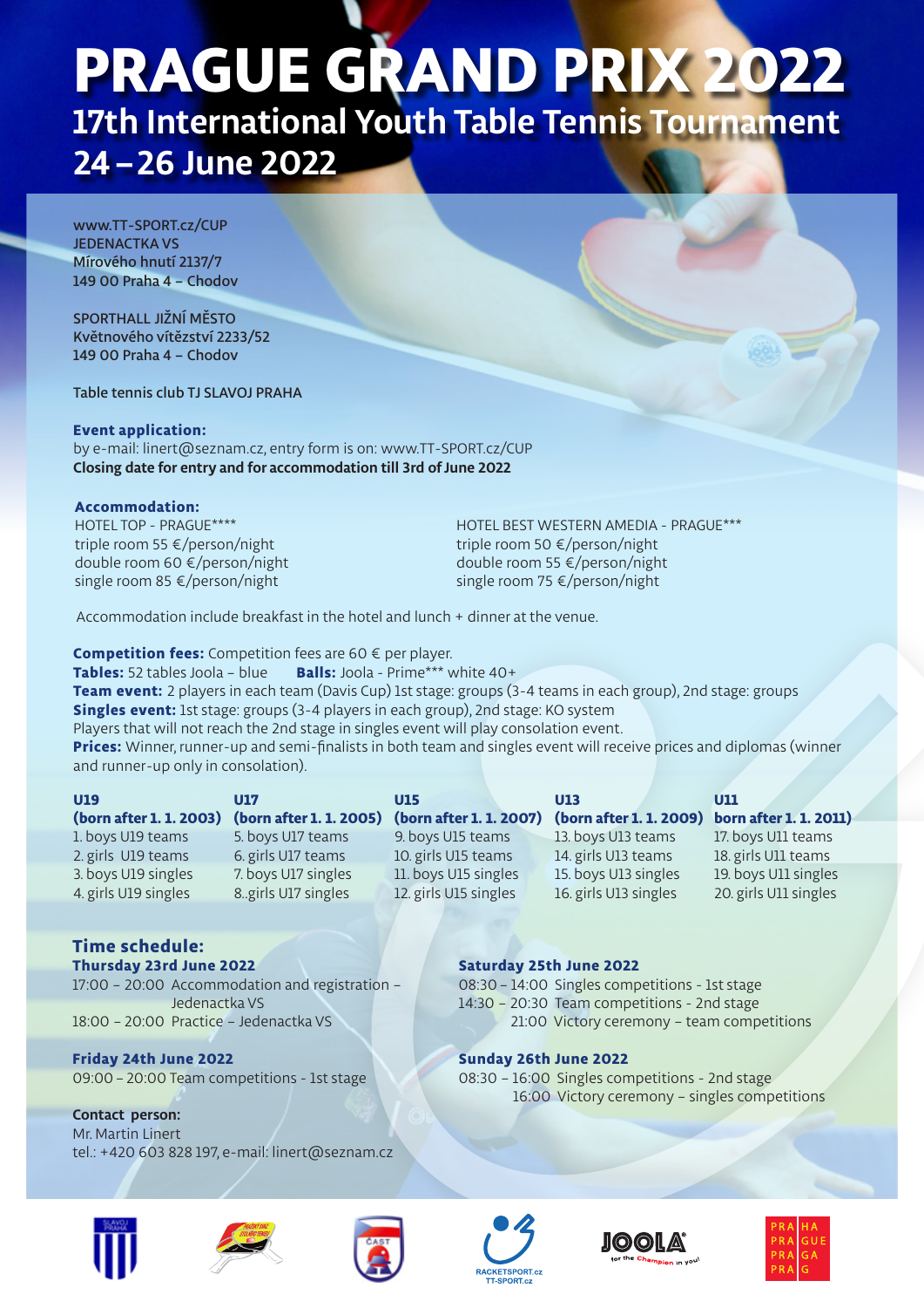# PRAGUE GRAND PRIX 2022

## 17th International Youth Table Tennis Tournament

## 24 – 26 June 2022

www.TT-SPORT.cz/CUP
JEDENACTKA VS
Mírového hnutí 2137/7
149 00 Praha 4 – Chodov

SPORTHALL JIŽNÍ MĚSTO
Květnového vítězství 2233/52
149 00 Praha 4 – Chodov

Table tennis club TJ SLAVOJ PRAHA

**Event application:**
by e-mail: linert@seznam.cz, entry form is on: www.TT-SPORT.cz/CUP
**Closing date for entry and for accommodation till 3rd of June 2022**

**Accommodation:**

HOTEL TOP - PRAGUE****
triple room 55 €/person/night
double room 60 €/person/night
single room 85 €/person/night

HOTEL BEST WESTERN AMEDIA - PRAGUE***
triple room 50 €/person/night
double room 55 €/person/night
single room 75 €/person/night

Accommodation include breakfast in the hotel and lunch + dinner at the venue.

**Competition fees:** Competition fees are 60 € per player.
**Tables:** 52 tables Joola – blue **Balls:** Joola - Prime*** white 40+
**Team event:** 2 players in each team (Davis Cup) 1st stage: groups (3-4 teams in each group), 2nd stage: groups
**Singles event:** 1st stage: groups (3-4 players in each group), 2nd stage: KO system
Players that will not reach the 2nd stage in singles event will play consolation event.
**Prices:** Winner, runner-up and semi-finalists in both team and singles event will receive prices and diplomas (winner and runner-up only in consolation).

| **U19** (born after 1. 1. 2003) | **U17** (born after 1. 1. 2005) | **U15** (born after 1. 1. 2007) | **U13** (born after 1. 1. 2009) | **U11** born after 1. 1. 2011) |
|---|---|---|---|---|
| 1. boys U19 teams | 5. boys U17 teams | 9. boys U15 teams | 13. boys U13 teams | 17. boys U11 teams |
| 2. girls U19 teams | 6. girls U17 teams | 10. girls U15 teams | 14. girls U13 teams | 18. girls U11 teams |
| 3. boys U19 singles | 7. boys U17 singles | 11. boys U15 singles | 15. boys U13 singles | 19. boys U11 singles |
| 4. girls U19 singles | 8..girls U17 singles | 12. girls U15 singles | 16. girls U13 singles | 20. girls U11 singles |

**Time schedule:**

**Thursday 23rd June 2022**
17:00 – 20:00 Accommodation and registration – Jedenactka VS
18:00 – 20:00 Practice – Jedenactka VS

**Friday 24th June 2022**
09:00 – 20:00 Team competitions - 1st stage

**Saturday 25th June 2022**
08:30 – 14:00 Singles competitions - 1st stage
14:30 – 20:30 Team competitions - 2nd stage
21:00 Victory ceremony – team competitions

**Sunday 26th June 2022**
08:30 – 16:00 Singles competitions - 2nd stage
16:00 Victory ceremony – singles competitions

**Contact person:**
Mr. Martin Linert
tel.: +420 603 828 197, e-mail: linert@seznam.cz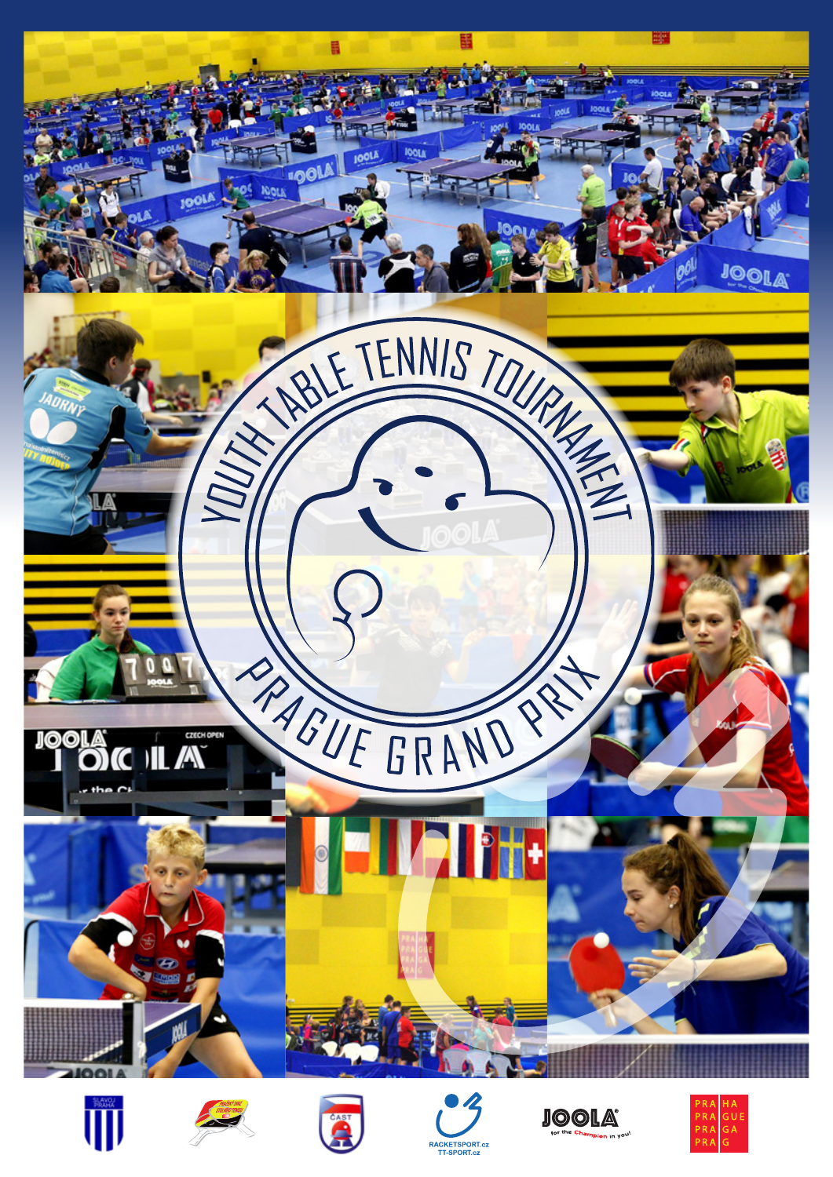YOUTH TABLE TENNIS TOURNAMENT

PRAGUE GRAND PRIX

RACKETSPORT.cz
TT-SPORT.cz

JOOLA for the Champion in you!

PRA HA
PRA GUE
PRA GA
PRA G